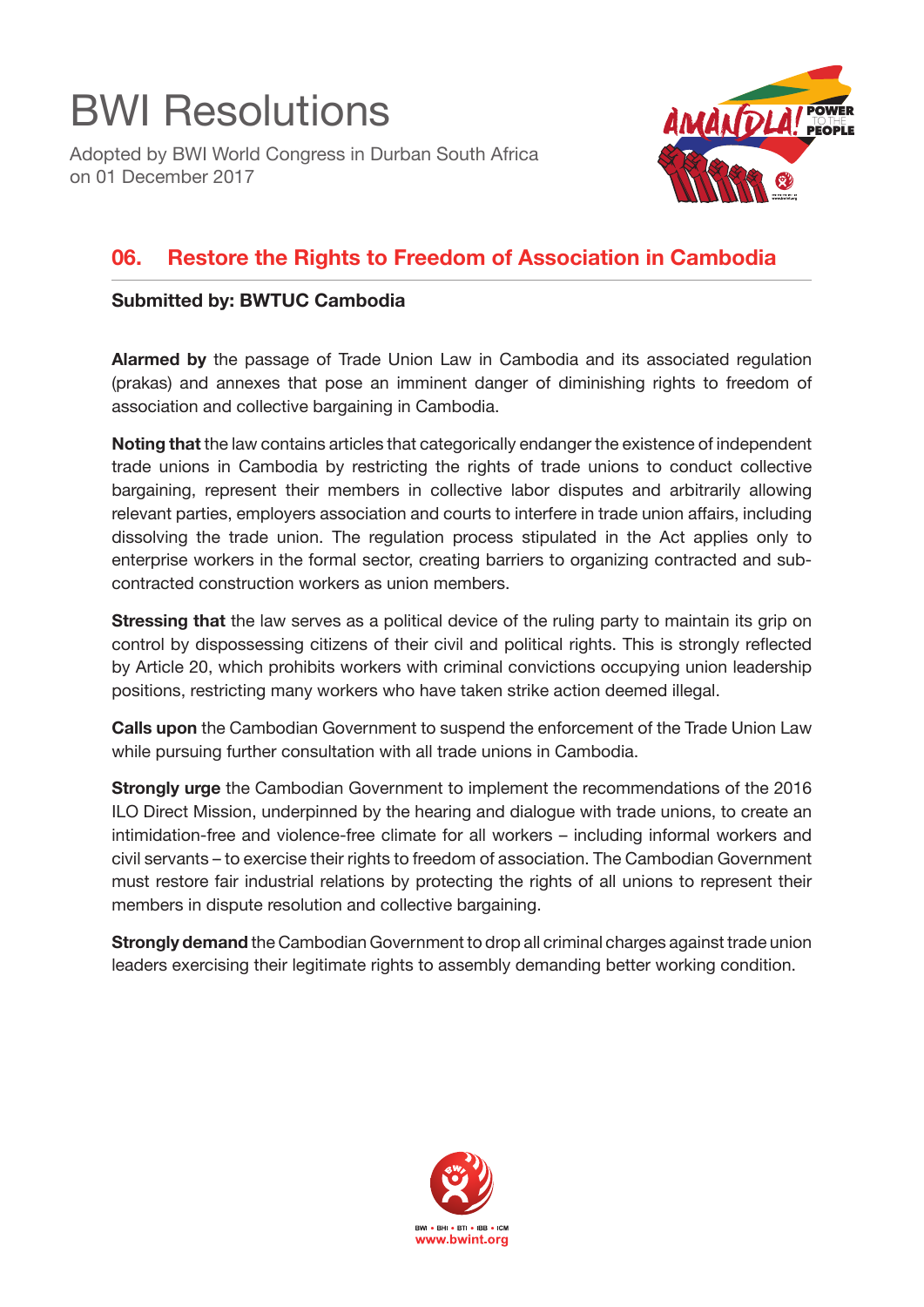# BWI Resolutions

Adopted by BWI World Congress in Durban South Africa on 01 December 2017

## 06. Restore the Rights to Freedom of Association in Cambodia

**Submitted by: BWTUC Cambodia**

**Alarmed by** the passage of Trade Union Law in Cambodia and its associated regulation (prakas) and annexes that pose an imminent danger of diminishing rights to freedom of association and collective bargaining in Cambodia.

**Noting that** the law contains articles that categorically endanger the existence of independent trade unions in Cambodia by restricting the rights of trade unions to conduct collective bargaining, represent their members in collective labor disputes and arbitrarily allowing relevant parties, employers association and courts to interfere in trade union affairs, including dissolving the trade union. The regulation process stipulated in the Act applies only to enterprise workers in the formal sector, creating barriers to organizing contracted and sub-contracted construction workers as union members.

**Stressing that** the law serves as a political device of the ruling party to maintain its grip on control by dispossessing citizens of their civil and political rights. This is strongly reflected by Article 20, which prohibits workers with criminal convictions occupying union leadership positions, restricting many workers who have taken strike action deemed illegal.

**Calls upon** the Cambodian Government to suspend the enforcement of the Trade Union Law while pursuing further consultation with all trade unions in Cambodia.

**Strongly urge** the Cambodian Government to implement the recommendations of the 2016 ILO Direct Mission, underpinned by the hearing and dialogue with trade unions, to create an intimidation-free and violence-free climate for all workers – including informal workers and civil servants – to exercise their rights to freedom of association. The Cambodian Government must restore fair industrial relations by protecting the rights of all unions to represent their members in dispute resolution and collective bargaining.

**Strongly demand** the Cambodian Government to drop all criminal charges against trade union leaders exercising their legitimate rights to assembly demanding better working condition.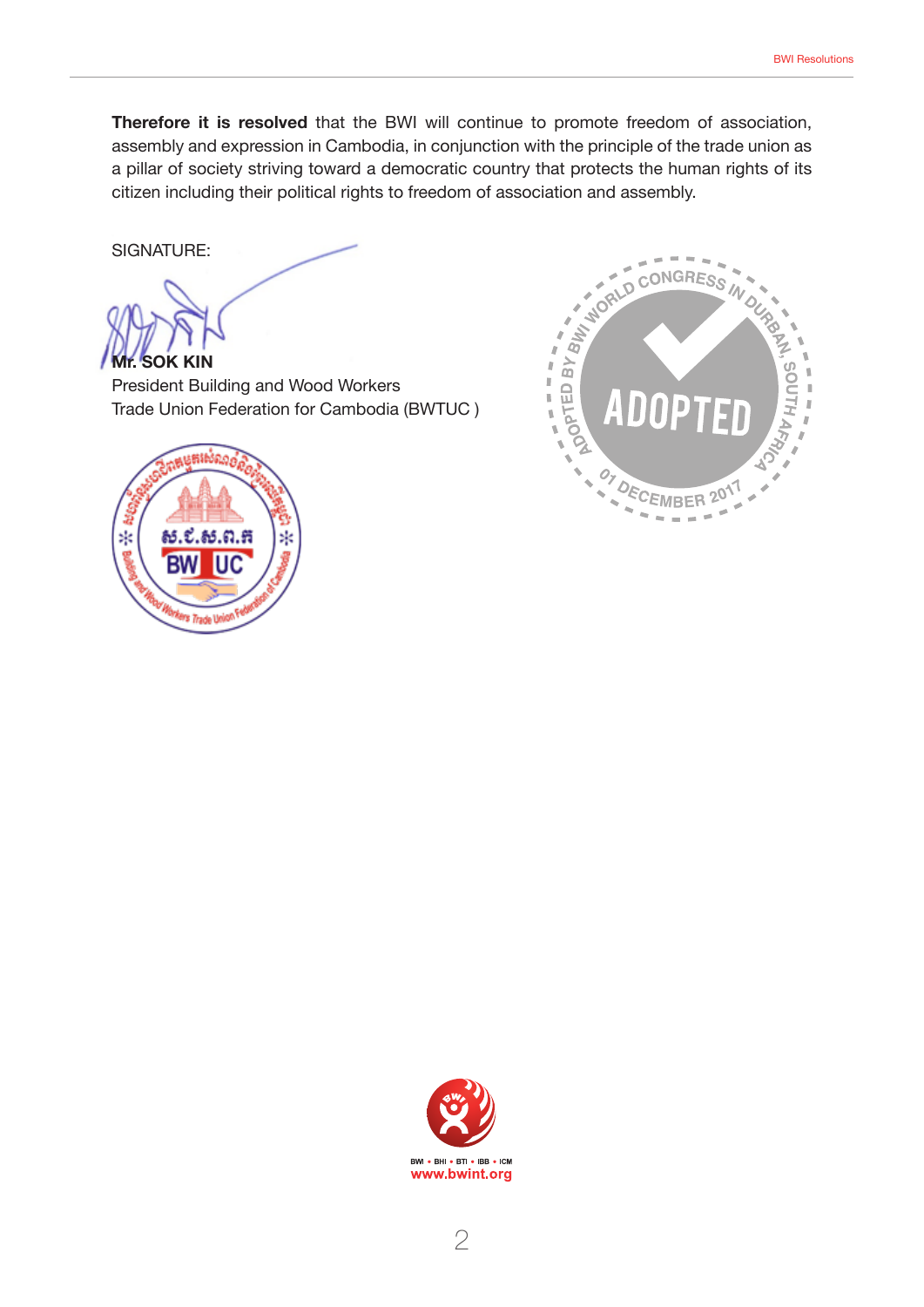**Therefore it is resolved** that the BWI will continue to promote freedom of association, assembly and expression in Cambodia, in conjunction with the principle of the trade union as a pillar of society striving toward a democratic country that protects the human rights of its citizen including their political rights to freedom of association and assembly.

SIGNATURE:

**Mr. SOK KIN**
President Building and Wood Workers
Trade Union Federation for Cambodia (BWTUC )

ADOPTED BY BWI WORLD CONGRESS IN DURBAN, SOUTH AFRICA
ADOPTED
01 DECEMBER 2017

BWI • BHI • BTI • IBB • ICM
www.bwint.org